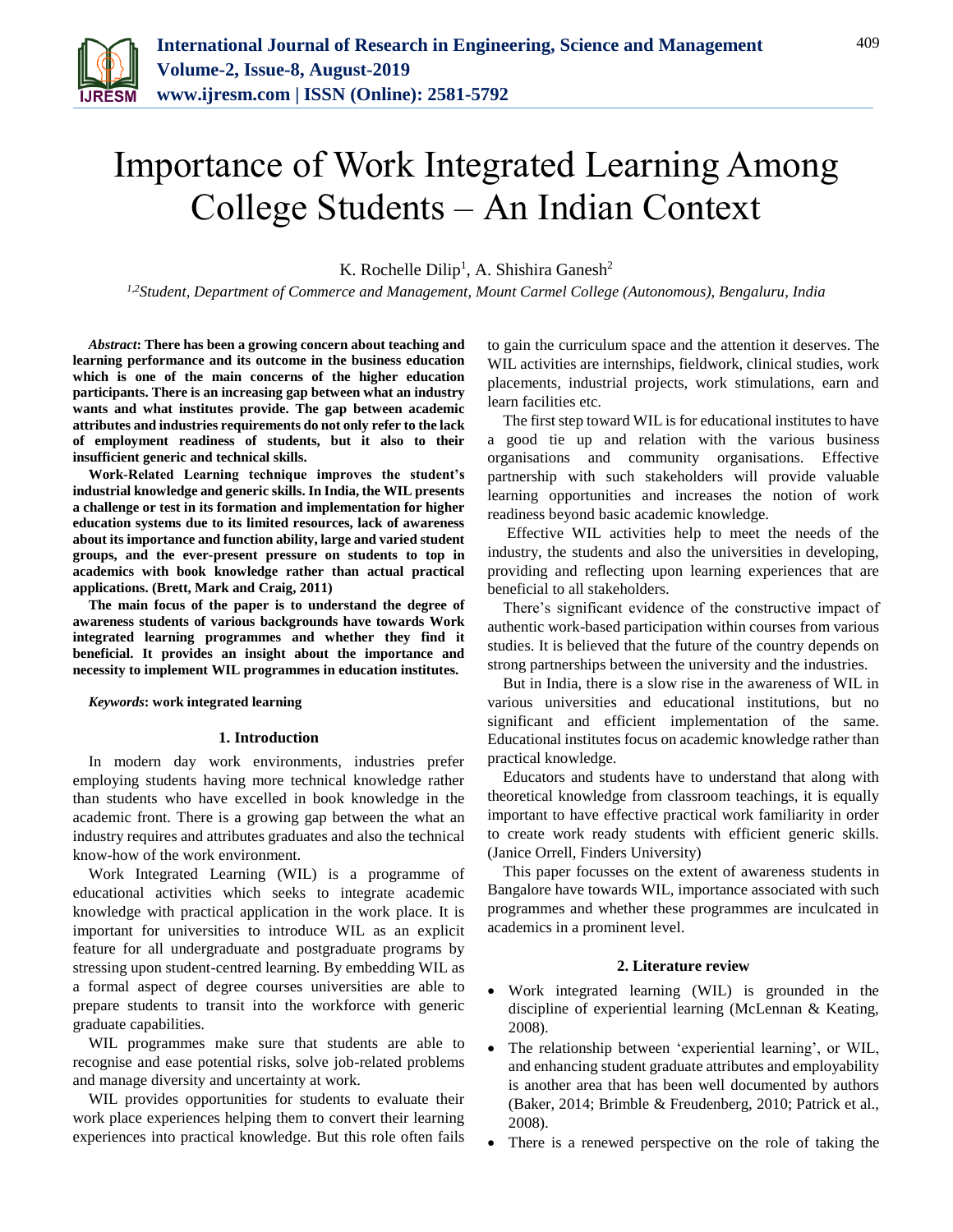# Importance of Work Integrated Learning Among College Students – An Indian Context

K. Rochelle Dilip[1], A. Shishira Ganesh[2]

[1,2]*Student, Department of Commerce and Management, Mount Carmel College (Autonomous), Bengaluru, India*

***Abstract*: There has been a growing concern about teaching and learning performance and its outcome in the business education which is one of the main concerns of the higher education participants. There is an increasing gap between what an industry wants and what institutes provide. The gap between academic attributes and industries requirements do not only refer to the lack of employment readiness of students, but it also to their insufficient generic and technical skills.**

**Work-Related Learning technique improves the student's industrial knowledge and generic skills. In India, the WIL presents a challenge or test in its formation and implementation for higher education systems due to its limited resources, lack of awareness about its importance and function ability, large and varied student groups, and the ever-present pressure on students to top in academics with book knowledge rather than actual practical applications. (Brett, Mark and Craig, 2011)**

**The main focus of the paper is to understand the degree of awareness students of various backgrounds have towards Work integrated learning programmes and whether they find it beneficial. It provides an insight about the importance and necessity to implement WIL programmes in education institutes.**

***Keywords*: work integrated learning**

## 1. Introduction

In modern day work environments, industries prefer employing students having more technical knowledge rather than students who have excelled in book knowledge in the academic front. There is a growing gap between the what an industry requires and attributes graduates and also the technical know-how of the work environment.

Work Integrated Learning (WIL) is a programme of educational activities which seeks to integrate academic knowledge with practical application in the work place. It is important for universities to introduce WIL as an explicit feature for all undergraduate and postgraduate programs by stressing upon student-centred learning. By embedding WIL as a formal aspect of degree courses universities are able to prepare students to transit into the workforce with generic graduate capabilities.

WIL programmes make sure that students are able to recognise and ease potential risks, solve job-related problems and manage diversity and uncertainty at work.

WIL provides opportunities for students to evaluate their work place experiences helping them to convert their learning experiences into practical knowledge. But this role often fails to gain the curriculum space and the attention it deserves. The WIL activities are internships, fieldwork, clinical studies, work placements, industrial projects, work stimulations, earn and learn facilities etc.

The first step toward WIL is for educational institutes to have a good tie up and relation with the various business organisations and community organisations. Effective partnership with such stakeholders will provide valuable learning opportunities and increases the notion of work readiness beyond basic academic knowledge.

Effective WIL activities help to meet the needs of the industry, the students and also the universities in developing, providing and reflecting upon learning experiences that are beneficial to all stakeholders.

There's significant evidence of the constructive impact of authentic work-based participation within courses from various studies. It is believed that the future of the country depends on strong partnerships between the university and the industries.

But in India, there is a slow rise in the awareness of WIL in various universities and educational institutions, but no significant and efficient implementation of the same. Educational institutes focus on academic knowledge rather than practical knowledge.

Educators and students have to understand that along with theoretical knowledge from classroom teachings, it is equally important to have effective practical work familiarity in order to create work ready students with efficient generic skills. (Janice Orrell, Finders University)

This paper focusses on the extent of awareness students in Bangalore have towards WIL, importance associated with such programmes and whether these programmes are inculcated in academics in a prominent level.

## 2. Literature review

- Work integrated learning (WIL) is grounded in the discipline of experiential learning (McLennan & Keating, 2008).
- The relationship between 'experiential learning', or WIL, and enhancing student graduate attributes and employability is another area that has been well documented by authors (Baker, 2014; Brimble & Freudenberg, 2010; Patrick et al., 2008).
- There is a renewed perspective on the role of taking the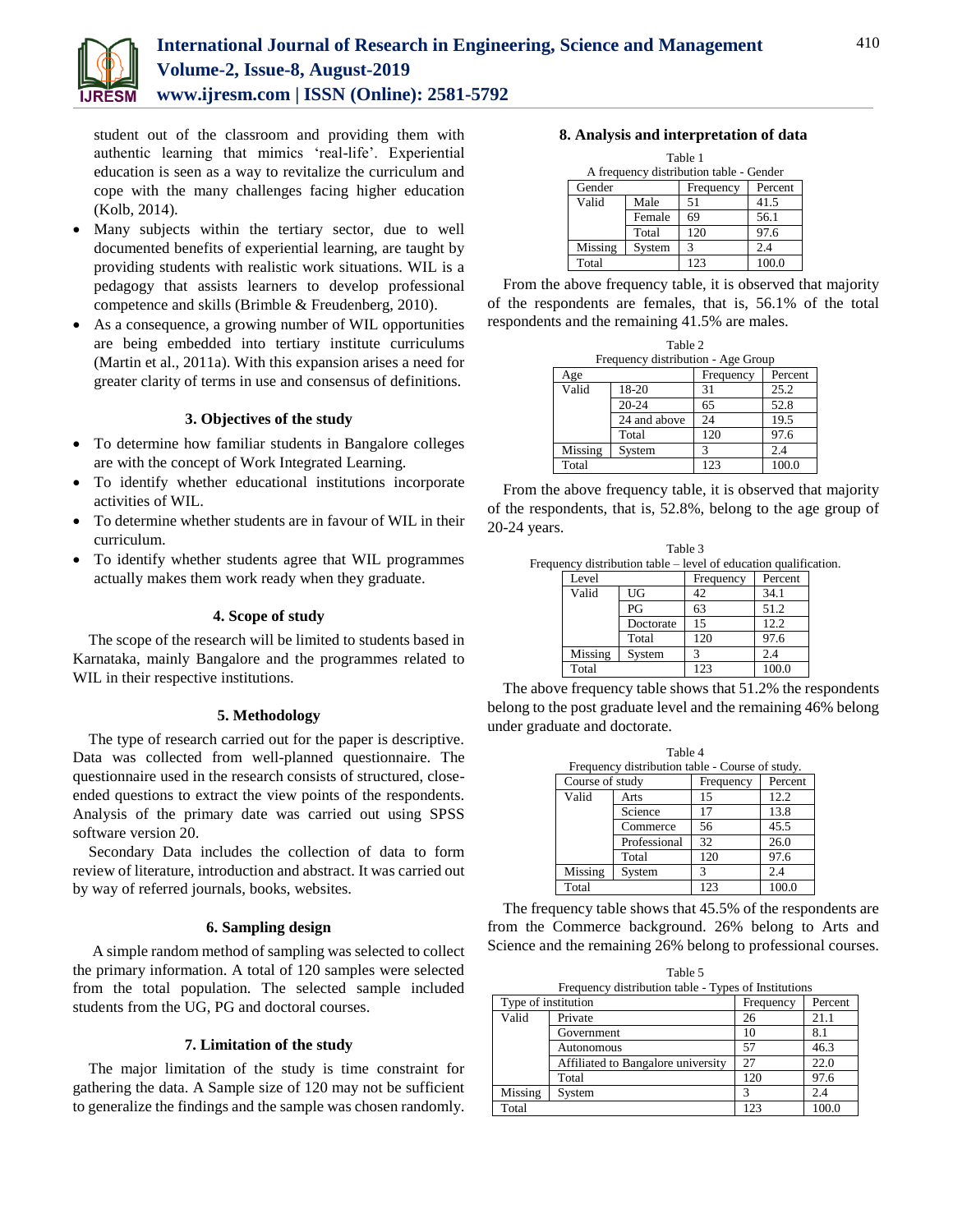student out of the classroom and providing them with authentic learning that mimics 'real-life'. Experiential education is seen as a way to revitalize the curriculum and cope with the many challenges facing higher education (Kolb, 2014).

- Many subjects within the tertiary sector, due to well documented benefits of experiential learning, are taught by providing students with realistic work situations. WIL is a pedagogy that assists learners to develop professional competence and skills (Brimble & Freudenberg, 2010).
- As a consequence, a growing number of WIL opportunities are being embedded into tertiary institute curriculums (Martin et al., 2011a). With this expansion arises a need for greater clarity of terms in use and consensus of definitions.

### 3. Objectives of the study

- To determine how familiar students in Bangalore colleges are with the concept of Work Integrated Learning.
- To identify whether educational institutions incorporate activities of WIL.
- To determine whether students are in favour of WIL in their curriculum.
- To identify whether students agree that WIL programmes actually makes them work ready when they graduate.

### 4. Scope of study

The scope of the research will be limited to students based in Karnataka, mainly Bangalore and the programmes related to WIL in their respective institutions.

### 5. Methodology

The type of research carried out for the paper is descriptive. Data was collected from well-planned questionnaire. The questionnaire used in the research consists of structured, close-ended questions to extract the view points of the respondents. Analysis of the primary date was carried out using SPSS software version 20.

Secondary Data includes the collection of data to form review of literature, introduction and abstract. It was carried out by way of referred journals, books, websites.

### 6. Sampling design

A simple random method of sampling was selected to collect the primary information. A total of 120 samples were selected from the total population. The selected sample included students from the UG, PG and doctoral courses.

### 7. Limitation of the study

The major limitation of the study is time constraint for gathering the data. A Sample size of 120 may not be sufficient to generalize the findings and the sample was chosen randomly.

### 8. Analysis and interpretation of data

Table 1
A frequency distribution table - Gender

| Gender | | Frequency | Percent |
|---|---|---|---|
| Valid | Male | 51 | 41.5 |
| | Female | 69 | 56.1 |
| | Total | 120 | 97.6 |
| Missing | System | 3 | 2.4 |
| Total | | 123 | 100.0 |

From the above frequency table, it is observed that majority of the respondents are females, that is, 56.1% of the total respondents and the remaining 41.5% are males.

Table 2
Frequency distribution - Age Group

| Age | | Frequency | Percent |
|---|---|---|---|
| Valid | 18-20 | 31 | 25.2 |
| | 20-24 | 65 | 52.8 |
| | 24 and above | 24 | 19.5 |
| | Total | 120 | 97.6 |
| Missing | System | 3 | 2.4 |
| Total | | 123 | 100.0 |

From the above frequency table, it is observed that majority of the respondents, that is, 52.8%, belong to the age group of 20-24 years.

Table 3
Frequency distribution table – level of education qualification.

| Level | | Frequency | Percent |
|---|---|---|---|
| Valid | UG | 42 | 34.1 |
| | PG | 63 | 51.2 |
| | Doctorate | 15 | 12.2 |
| | Total | 120 | 97.6 |
| Missing | System | 3 | 2.4 |
| Total | | 123 | 100.0 |

The above frequency table shows that 51.2% the respondents belong to the post graduate level and the remaining 46% belong under graduate and doctorate.

Table 4
Frequency distribution table - Course of study.

| Course of study | | Frequency | Percent |
|---|---|---|---|
| Valid | Arts | 15 | 12.2 |
| | Science | 17 | 13.8 |
| | Commerce | 56 | 45.5 |
| | Professional | 32 | 26.0 |
| | Total | 120 | 97.6 |
| Missing | System | 3 | 2.4 |
| Total | | 123 | 100.0 |

The frequency table shows that 45.5% of the respondents are from the Commerce background. 26% belong to Arts and Science and the remaining 26% belong to professional courses.

Table 5
Frequency distribution table - Types of Institutions

| Type of institution | | Frequency | Percent |
|---|---|---|---|
| Valid | Private | 26 | 21.1 |
| | Government | 10 | 8.1 |
| | Autonomous | 57 | 46.3 |
| | Affiliated to Bangalore university | 27 | 22.0 |
| | Total | 120 | 97.6 |
| Missing | System | 3 | 2.4 |
| Total | | 123 | 100.0 |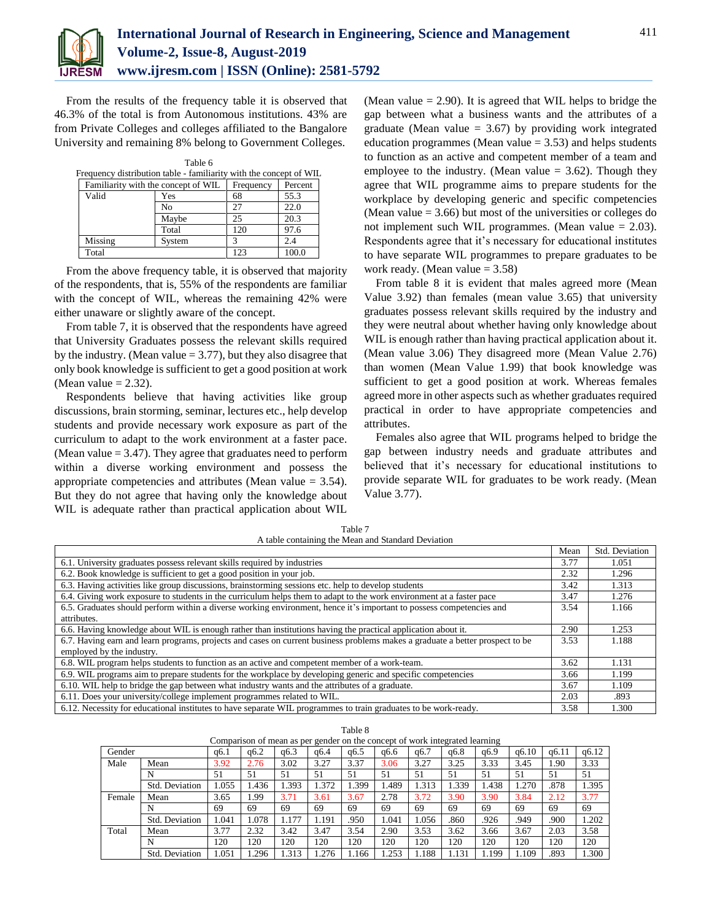From the results of the frequency table it is observed that 46.3% of the total is from Autonomous institutions. 43% are from Private Colleges and colleges affiliated to the Bangalore University and remaining 8% belong to Government Colleges.

Table 6
Frequency distribution table - familiarity with the concept of WIL

| Familiarity with the concept of WIL | | Frequency | Percent |
|---|---|---|---|
| Valid | Yes | 68 | 55.3 |
| | No | 27 | 22.0 |
| | Maybe | 25 | 20.3 |
| | Total | 120 | 97.6 |
| Missing | System | 3 | 2.4 |
| Total | | 123 | 100.0 |

From the above frequency table, it is observed that majority of the respondents, that is, 55% of the respondents are familiar with the concept of WIL, whereas the remaining 42% were either unaware or slightly aware of the concept.

From table 7, it is observed that the respondents have agreed that University Graduates possess the relevant skills required by the industry. (Mean value = 3.77), but they also disagree that only book knowledge is sufficient to get a good position at work (Mean value = 2.32).

Respondents believe that having activities like group discussions, brain storming, seminar, lectures etc., help develop students and provide necessary work exposure as part of the curriculum to adapt to the work environment at a faster pace. (Mean value = 3.47). They agree that graduates need to perform within a diverse working environment and possess the appropriate competencies and attributes (Mean value = 3.54). But they do not agree that having only the knowledge about WIL is adequate rather than practical application about WIL (Mean value = 2.90). It is agreed that WIL helps to bridge the gap between what a business wants and the attributes of a graduate (Mean value = 3.67) by providing work integrated education programmes (Mean value = 3.53) and helps students to function as an active and competent member of a team and employee to the industry. (Mean value = 3.62). Though they agree that WIL programme aims to prepare students for the workplace by developing generic and specific competencies (Mean value = 3.66) but most of the universities or colleges do not implement such WIL programmes. (Mean value = 2.03). Respondents agree that it's necessary for educational institutes to have separate WIL programmes to prepare graduates to be work ready. (Mean value = 3.58)

From table 8 it is evident that males agreed more (Mean Value 3.92) than females (mean value 3.65) that university graduates possess relevant skills required by the industry and they were neutral about whether having only knowledge about WIL is enough rather than having practical application about it. (Mean value 3.06) They disagreed more (Mean Value 2.76) than women (Mean Value 1.99) that book knowledge was sufficient to get a good position at work. Whereas females agreed more in other aspects such as whether graduates required practical in order to have appropriate competencies and attributes.

Females also agree that WIL programs helped to bridge the gap between industry needs and graduate attributes and believed that it's necessary for educational institutions to provide separate WIL for graduates to be work ready. (Mean Value 3.77).

Table 7
A table containing the Mean and Standard Deviation

| | Mean | Std. Deviation |
|---|---|---|
| 6.1. University graduates possess relevant skills required by industries | 3.77 | 1.051 |
| 6.2. Book knowledge is sufficient to get a good position in your job. | 2.32 | 1.296 |
| 6.3. Having activities like group discussions, brainstorming sessions etc. help to develop students | 3.42 | 1.313 |
| 6.4. Giving work exposure to students in the curriculum helps them to adapt to the work environment at a faster pace | 3.47 | 1.276 |
| 6.5. Graduates should perform within a diverse working environment, hence it's important to possess competencies and attributes. | 3.54 | 1.166 |
| 6.6. Having knowledge about WIL is enough rather than institutions having the practical application about it. | 2.90 | 1.253 |
| 6.7. Having earn and learn programs, projects and cases on current business problems makes a graduate a better prospect to be employed by the industry. | 3.53 | 1.188 |
| 6.8. WIL program helps students to function as an active and competent member of a work-team. | 3.62 | 1.131 |
| 6.9. WIL programs aim to prepare students for the workplace by developing generic and specific competencies | 3.66 | 1.199 |
| 6.10. WIL help to bridge the gap between what industry wants and the attributes of a graduate. | 3.67 | 1.109 |
| 6.11. Does your university/college implement programmes related to WIL. | 2.03 | .893 |
| 6.12. Necessity for educational institutes to have separate WIL programmes to train graduates to be work-ready. | 3.58 | 1.300 |

Table 8
Comparison of mean as per gender on the concept of work integrated learning

| Gender | | q6.1 | q6.2 | q6.3 | q6.4 | q6.5 | q6.6 | q6.7 | q6.8 | q6.9 | q6.10 | q6.11 | q6.12 |
|---|---|---|---|---|---|---|---|---|---|---|---|---|---|
| Male | Mean | 3.92 | 2.76 | 3.02 | 3.27 | 3.37 | 3.06 | 3.27 | 3.25 | 3.33 | 3.45 | 1.90 | 3.33 |
| | N | 51 | 51 | 51 | 51 | 51 | 51 | 51 | 51 | 51 | 51 | 51 | 51 |
| | Std. Deviation | 1.055 | 1.436 | 1.393 | 1.372 | 1.399 | 1.489 | 1.313 | 1.339 | 1.438 | 1.270 | .878 | 1.395 |
| Female | Mean | 3.65 | 1.99 | 3.71 | 3.61 | 3.67 | 2.78 | 3.72 | 3.90 | 3.90 | 3.84 | 2.12 | 3.77 |
| | N | 69 | 69 | 69 | 69 | 69 | 69 | 69 | 69 | 69 | 69 | 69 | 69 |
| | Std. Deviation | 1.041 | 1.078 | 1.177 | 1.191 | .950 | 1.041 | 1.056 | .860 | .926 | .949 | .900 | 1.202 |
| Total | Mean | 3.77 | 2.32 | 3.42 | 3.47 | 3.54 | 2.90 | 3.53 | 3.62 | 3.66 | 3.67 | 2.03 | 3.58 |
| | N | 120 | 120 | 120 | 120 | 120 | 120 | 120 | 120 | 120 | 120 | 120 | 120 |
| | Std. Deviation | 1.051 | 1.296 | 1.313 | 1.276 | 1.166 | 1.253 | 1.188 | 1.131 | 1.199 | 1.109 | .893 | 1.300 |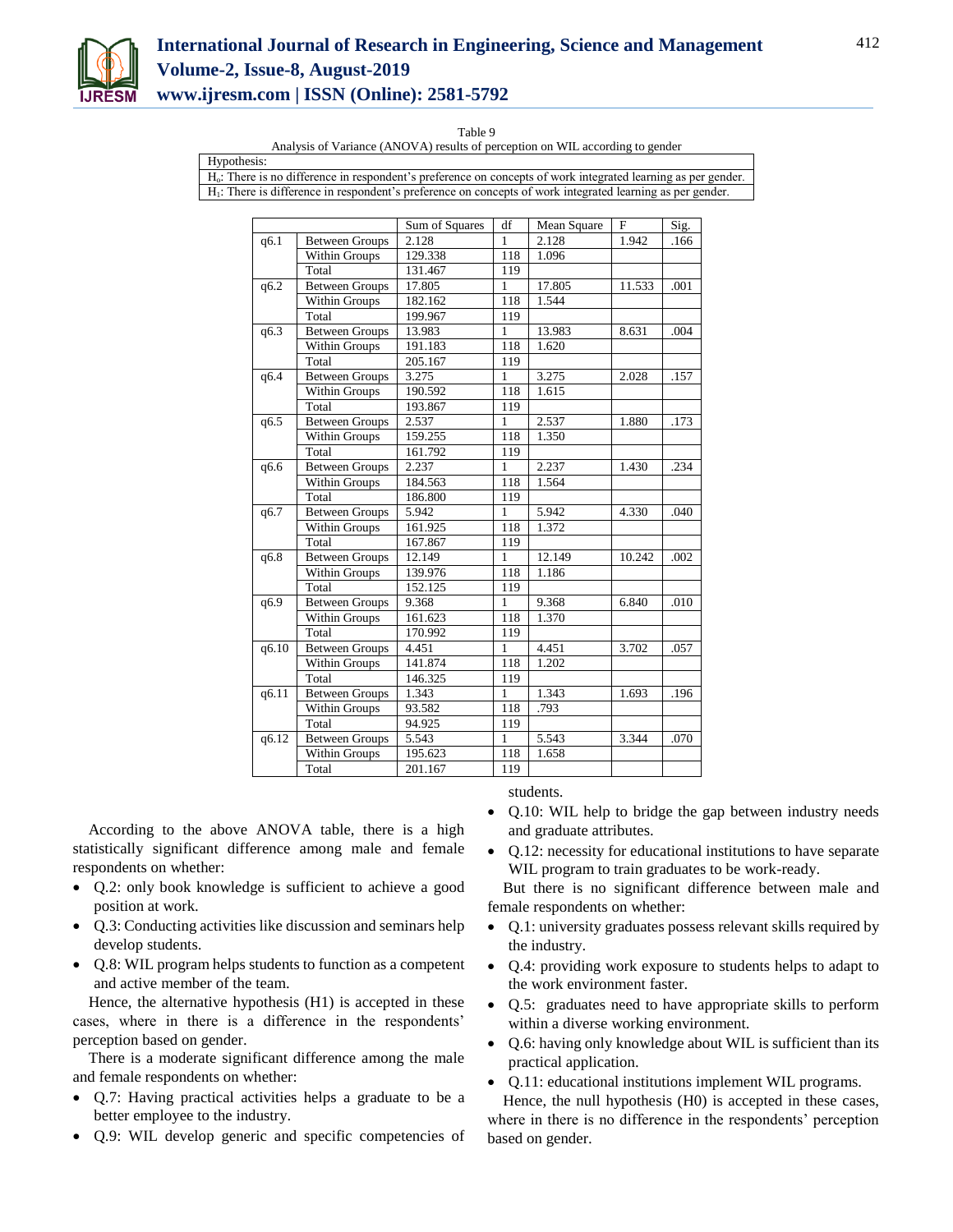Table 9

Analysis of Variance (ANOVA) results of perception on WIL according to gender

| Hypothesis: |
|---|
| $H_o$: There is no difference in respondent's preference on concepts of work integrated learning as per gender. |
| $H_1$: There is difference in respondent's preference on concepts of work integrated learning as per gender. |

| | | Sum of Squares | df | Mean Square | F | Sig. |
|---|---|---|---|---|---|---|
| q6.1 | Between Groups | 2.128 | 1 | 2.128 | 1.942 | .166 |
| | Within Groups | 129.338 | 118 | 1.096 | | |
| | Total | 131.467 | 119 | | | |
| q6.2 | Between Groups | 17.805 | 1 | 17.805 | 11.533 | .001 |
| | Within Groups | 182.162 | 118 | 1.544 | | |
| | Total | 199.967 | 119 | | | |
| q6.3 | Between Groups | 13.983 | 1 | 13.983 | 8.631 | .004 |
| | Within Groups | 191.183 | 118 | 1.620 | | |
| | Total | 205.167 | 119 | | | |
| q6.4 | Between Groups | 3.275 | 1 | 3.275 | 2.028 | .157 |
| | Within Groups | 190.592 | 118 | 1.615 | | |
| | Total | 193.867 | 119 | | | |
| q6.5 | Between Groups | 2.537 | 1 | 2.537 | 1.880 | .173 |
| | Within Groups | 159.255 | 118 | 1.350 | | |
| | Total | 161.792 | 119 | | | |
| q6.6 | Between Groups | 2.237 | 1 | 2.237 | 1.430 | .234 |
| | Within Groups | 184.563 | 118 | 1.564 | | |
| | Total | 186.800 | 119 | | | |
| q6.7 | Between Groups | 5.942 | 1 | 5.942 | 4.330 | .040 |
| | Within Groups | 161.925 | 118 | 1.372 | | |
| | Total | 167.867 | 119 | | | |
| q6.8 | Between Groups | 12.149 | 1 | 12.149 | 10.242 | .002 |
| | Within Groups | 139.976 | 118 | 1.186 | | |
| | Total | 152.125 | 119 | | | |
| q6.9 | Between Groups | 9.368 | 1 | 9.368 | 6.840 | .010 |
| | Within Groups | 161.623 | 118 | 1.370 | | |
| | Total | 170.992 | 119 | | | |
| q6.10 | Between Groups | 4.451 | 1 | 4.451 | 3.702 | .057 |
| | Within Groups | 141.874 | 118 | 1.202 | | |
| | Total | 146.325 | 119 | | | |
| q6.11 | Between Groups | 1.343 | 1 | 1.343 | 1.693 | .196 |
| | Within Groups | 93.582 | 118 | .793 | | |
| | Total | 94.925 | 119 | | | |
| q6.12 | Between Groups | 5.543 | 1 | 5.543 | 3.344 | .070 |
| | Within Groups | 195.623 | 118 | 1.658 | | |
| | Total | 201.167 | 119 | | | |

According to the above ANOVA table, there is a high statistically significant difference among male and female respondents on whether:

- Q.2: only book knowledge is sufficient to achieve a good position at work.
- Q.3: Conducting activities like discussion and seminars help develop students.
- Q.8: WIL program helps students to function as a competent and active member of the team.

Hence, the alternative hypothesis (H1) is accepted in these cases, where in there is a difference in the respondents' perception based on gender.

There is a moderate significant difference among the male and female respondents on whether:

- Q.7: Having practical activities helps a graduate to be a better employee to the industry.
- Q.9: WIL develop generic and specific competencies of students.
- Q.10: WIL help to bridge the gap between industry needs and graduate attributes.
- Q.12: necessity for educational institutions to have separate WIL program to train graduates to be work-ready.

But there is no significant difference between male and female respondents on whether:

- Q.1: university graduates possess relevant skills required by the industry.
- Q.4: providing work exposure to students helps to adapt to the work environment faster.
- Q.5: graduates need to have appropriate skills to perform within a diverse working environment.
- Q.6: having only knowledge about WIL is sufficient than its practical application.
- Q.11: educational institutions implement WIL programs.

Hence, the null hypothesis (H0) is accepted in these cases, where in there is no difference in the respondents' perception based on gender.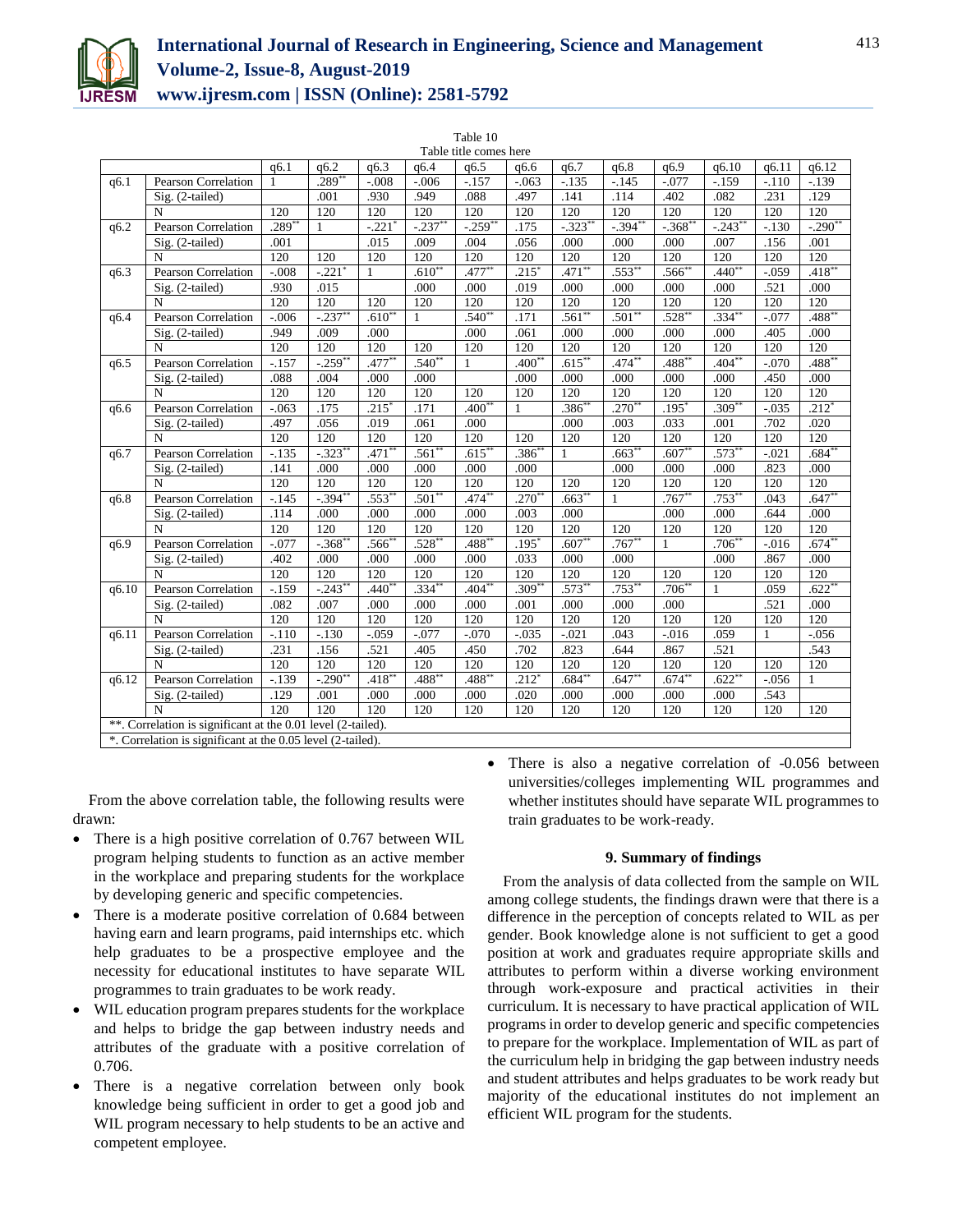Table 10

Table title comes here

| | | q6.1 | q6.2 | q6.3 | q6.4 | q6.5 | q6.6 | q6.7 | q6.8 | q6.9 | q6.10 | q6.11 | q6.12 |
|---|---|---|---|---|---|---|---|---|---|---|---|---|---|
| q6.1 | Pearson Correlation | 1 | .289** | -.008 | -.006 | -.157 | -.063 | -.135 | -.145 | -.077 | -.159 | -.110 | -.139 |
| | Sig. (2-tailed) | | .001 | .930 | .949 | .088 | .497 | .141 | .114 | .402 | .082 | .231 | .129 |
| | N | 120 | 120 | 120 | 120 | 120 | 120 | 120 | 120 | 120 | 120 | 120 | 120 |
| q6.2 | Pearson Correlation | .289** | 1 | -.221* | -.237** | -.259** | .175 | -.323** | -.394** | -.368** | -.243** | -.130 | -.290** |
| | Sig. (2-tailed) | .001 | | .015 | .009 | .004 | .056 | .000 | .000 | .000 | .007 | .156 | .001 |
| | N | 120 | 120 | 120 | 120 | 120 | 120 | 120 | 120 | 120 | 120 | 120 | 120 |
| q6.3 | Pearson Correlation | -.008 | -.221* | 1 | .610** | .477** | .215* | .471** | .553** | .566** | .440** | -.059 | .418** |
| | Sig. (2-tailed) | .930 | .015 | | .000 | .000 | .019 | .000 | .000 | .000 | .000 | .521 | .000 |
| | N | 120 | 120 | 120 | 120 | 120 | 120 | 120 | 120 | 120 | 120 | 120 | 120 |
| q6.4 | Pearson Correlation | -.006 | -.237** | .610** | 1 | .540** | .171 | .561** | .501** | .528** | .334** | -.077 | .488** |
| | Sig. (2-tailed) | .949 | .009 | .000 | | .000 | .061 | .000 | .000 | .000 | .000 | .405 | .000 |
| | N | 120 | 120 | 120 | 120 | 120 | 120 | 120 | 120 | 120 | 120 | 120 | 120 |
| q6.5 | Pearson Correlation | -.157 | -.259** | .477** | .540** | 1 | .400** | .615** | .474** | .488** | .404** | -.070 | .488** |
| | Sig. (2-tailed) | .088 | .004 | .000 | .000 | | .000 | .000 | .000 | .000 | .000 | .450 | .000 |
| | N | 120 | 120 | 120 | 120 | 120 | 120 | 120 | 120 | 120 | 120 | 120 | 120 |
| q6.6 | Pearson Correlation | -.063 | .175 | .215* | .171 | .400** | 1 | .386** | .270** | .195* | .309** | -.035 | .212* |
| | Sig. (2-tailed) | .497 | .056 | .019 | .061 | .000 | | .000 | .003 | .033 | .001 | .702 | .020 |
| | N | 120 | 120 | 120 | 120 | 120 | 120 | 120 | 120 | 120 | 120 | 120 | 120 |
| q6.7 | Pearson Correlation | -.135 | -.323** | .471** | .561** | .615** | .386** | 1 | .663** | .607** | .573** | -.021 | .684** |
| | Sig. (2-tailed) | .141 | .000 | .000 | .000 | .000 | .000 | | .000 | .000 | .000 | .823 | .000 |
| | N | 120 | 120 | 120 | 120 | 120 | 120 | 120 | 120 | 120 | 120 | 120 | 120 |
| q6.8 | Pearson Correlation | -.145 | -.394** | .553** | .501** | .474** | .270** | .663** | 1 | .767** | .753** | .043 | .647** |
| | Sig. (2-tailed) | .114 | .000 | .000 | .000 | .000 | .003 | .000 | | .000 | .000 | .644 | .000 |
| | N | 120 | 120 | 120 | 120 | 120 | 120 | 120 | 120 | 120 | 120 | 120 | 120 |
| q6.9 | Pearson Correlation | -.077 | -.368** | .566** | .528** | .488** | .195* | .607** | .767** | 1 | .706** | -.016 | .674** |
| | Sig. (2-tailed) | .402 | .000 | .000 | .000 | .000 | .033 | .000 | .000 | | .000 | .867 | .000 |
| | N | 120 | 120 | 120 | 120 | 120 | 120 | 120 | 120 | 120 | 120 | 120 | 120 |
| q6.10 | Pearson Correlation | -.159 | -.243** | .440** | .334** | .404** | .309** | .573** | .753** | .706** | 1 | .059 | .622** |
| | Sig. (2-tailed) | .082 | .007 | .000 | .000 | .000 | .001 | .000 | .000 | .000 | | .521 | .000 |
| | N | 120 | 120 | 120 | 120 | 120 | 120 | 120 | 120 | 120 | 120 | 120 | 120 |
| q6.11 | Pearson Correlation | -.110 | -.130 | -.059 | -.077 | -.070 | -.035 | -.021 | .043 | -.016 | .059 | 1 | -.056 |
| | Sig. (2-tailed) | .231 | .156 | .521 | .405 | .450 | .702 | .823 | .644 | .867 | .521 | | .543 |
| | N | 120 | 120 | 120 | 120 | 120 | 120 | 120 | 120 | 120 | 120 | 120 | 120 |
| q6.12 | Pearson Correlation | -.139 | -.290** | .418** | .488** | .488** | .212* | .684** | .647** | .674** | .622** | -.056 | 1 |
| | Sig. (2-tailed) | .129 | .001 | .000 | .000 | .000 | .020 | .000 | .000 | .000 | .000 | .543 | |
| | N | 120 | 120 | 120 | 120 | 120 | 120 | 120 | 120 | 120 | 120 | 120 | 120 |

**. Correlation is significant at the 0.01 level (2-tailed).

*. Correlation is significant at the 0.05 level (2-tailed).

From the above correlation table, the following results were drawn:

- There is a high positive correlation of 0.767 between WIL program helping students to function as an active member in the workplace and preparing students for the workplace by developing generic and specific competencies.
- There is a moderate positive correlation of 0.684 between having earn and learn programs, paid internships etc. which help graduates to be a prospective employee and the necessity for educational institutes to have separate WIL programmes to train graduates to be work ready.
- WIL education program prepares students for the workplace and helps to bridge the gap between industry needs and attributes of the graduate with a positive correlation of 0.706.
- There is a negative correlation between only book knowledge being sufficient in order to get a good job and WIL program necessary to help students to be an active and competent employee.
- There is also a negative correlation of -0.056 between universities/colleges implementing WIL programmes and whether institutes should have separate WIL programmes to train graduates to be work-ready.

## 9. Summary of findings

From the analysis of data collected from the sample on WIL among college students, the findings drawn were that there is a difference in the perception of concepts related to WIL as per gender. Book knowledge alone is not sufficient to get a good position at work and graduates require appropriate skills and attributes to perform within a diverse working environment through work-exposure and practical activities in their curriculum. It is necessary to have practical application of WIL programs in order to develop generic and specific competencies to prepare for the workplace. Implementation of WIL as part of the curriculum help in bridging the gap between industry needs and student attributes and helps graduates to be work ready but majority of the educational institutes do not implement an efficient WIL program for the students.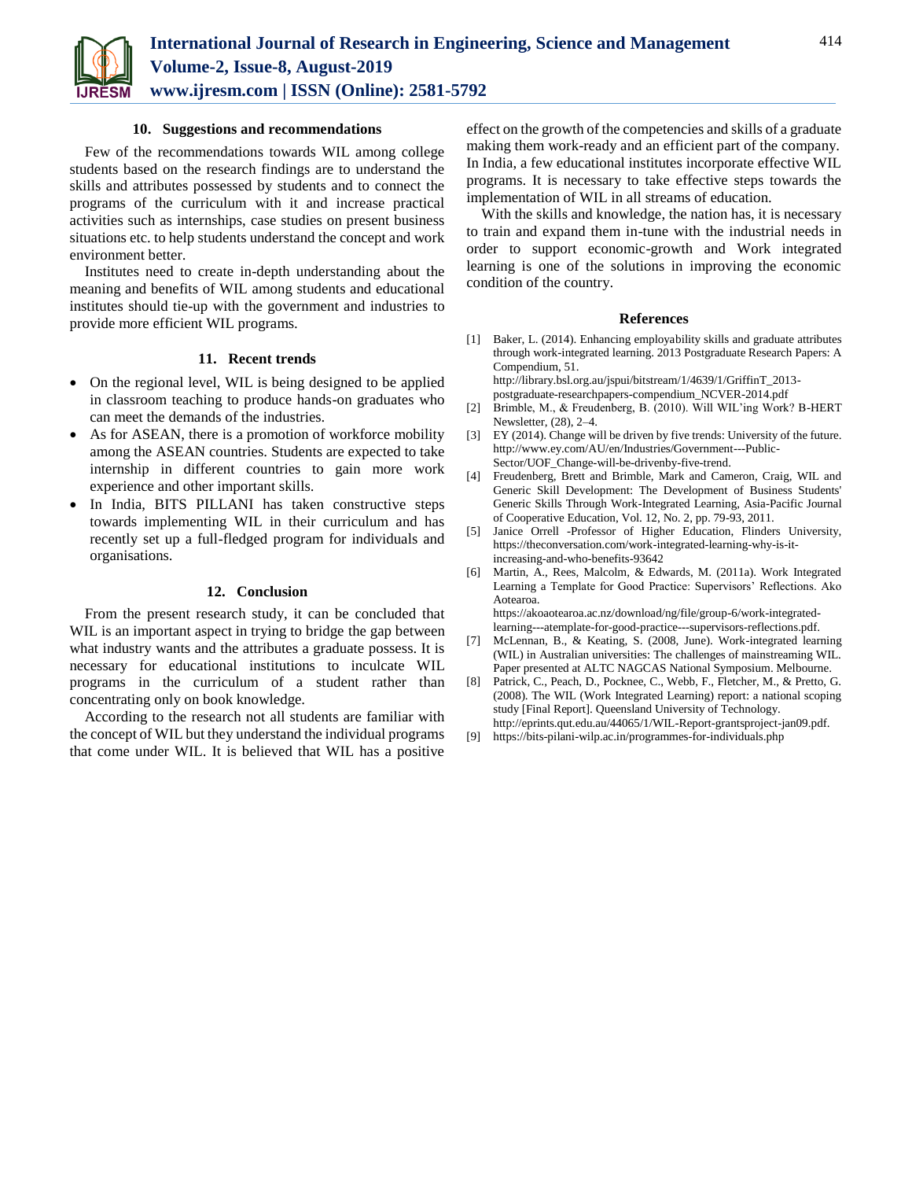## 10. Suggestions and recommendations

Few of the recommendations towards WIL among college students based on the research findings are to understand the skills and attributes possessed by students and to connect the programs of the curriculum with it and increase practical activities such as internships, case studies on present business situations etc. to help students understand the concept and work environment better.

Institutes need to create in-depth understanding about the meaning and benefits of WIL among students and educational institutes should tie-up with the government and industries to provide more efficient WIL programs.

## 11. Recent trends

- On the regional level, WIL is being designed to be applied in classroom teaching to produce hands-on graduates who can meet the demands of the industries.
- As for ASEAN, there is a promotion of workforce mobility among the ASEAN countries. Students are expected to take internship in different countries to gain more work experience and other important skills.
- In India, BITS PILLANI has taken constructive steps towards implementing WIL in their curriculum and has recently set up a full-fledged program for individuals and organisations.

## 12. Conclusion

From the present research study, it can be concluded that WIL is an important aspect in trying to bridge the gap between what industry wants and the attributes a graduate possess. It is necessary for educational institutions to inculcate WIL programs in the curriculum of a student rather than concentrating only on book knowledge.

According to the research not all students are familiar with the concept of WIL but they understand the individual programs that come under WIL. It is believed that WIL has a positive effect on the growth of the competencies and skills of a graduate making them work-ready and an efficient part of the company. In India, a few educational institutes incorporate effective WIL programs. It is necessary to take effective steps towards the implementation of WIL in all streams of education.

With the skills and knowledge, the nation has, it is necessary to train and expand them in-tune with the industrial needs in order to support economic-growth and Work integrated learning is one of the solutions in improving the economic condition of the country.

## References

[1] Baker, L. (2014). Enhancing employability skills and graduate attributes through work-integrated learning. 2013 Postgraduate Research Papers: A Compendium, 51. http://library.bsl.org.au/jspui/bitstream/1/4639/1/GriffinT_2013-postgraduate-researchpapers-compendium_NCVER-2014.pdf

[2] Brimble, M., & Freudenberg, B. (2010). Will WIL'ing Work? B-HERT Newsletter, (28), 2–4.

[3] EY (2014). Change will be driven by five trends: University of the future. http://www.ey.com/AU/en/Industries/Government---Public-Sector/UOF_Change-will-be-drivenby-five-trend.

[4] Freudenberg, Brett and Brimble, Mark and Cameron, Craig, WIL and Generic Skill Development: The Development of Business Students' Generic Skills Through Work-Integrated Learning, Asia-Pacific Journal of Cooperative Education, Vol. 12, No. 2, pp. 79-93, 2011.

[5] Janice Orrell -Professor of Higher Education, Flinders University, https://theconversation.com/work-integrated-learning-why-is-it-increasing-and-who-benefits-93642

[6] Martin, A., Rees, Malcolm, & Edwards, M. (2011a). Work Integrated Learning a Template for Good Practice: Supervisors' Reflections. Ako Aotearoa. https://akoaotearoa.ac.nz/download/ng/file/group-6/work-integrated-learning---atemplate-for-good-practice---supervisors-reflections.pdf.

[7] McLennan, B., & Keating, S. (2008, June). Work-integrated learning (WIL) in Australian universities: The challenges of mainstreaming WIL. Paper presented at ALTC NAGCAS National Symposium. Melbourne.

[8] Patrick, C., Peach, D., Pocknee, C., Webb, F., Fletcher, M., & Pretto, G. (2008). The WIL (Work Integrated Learning) report: a national scoping study [Final Report]. Queensland University of Technology. http://eprints.qut.edu.au/44065/1/WIL-Report-grantsproject-jan09.pdf.

[9] https://bits-pilani-wilp.ac.in/programmes-for-individuals.php